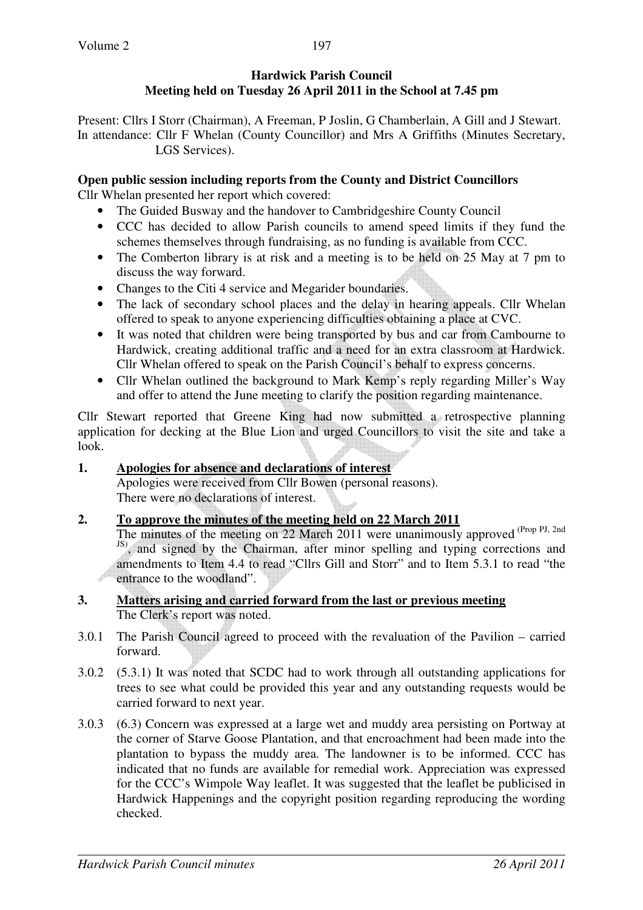**Hardwick Parish Council**
**Meeting held on Tuesday 26 April 2011 in the School at 7.45 pm**

Present: Cllrs I Storr (Chairman), A Freeman, P Joslin, G Chamberlain, A Gill and J Stewart.
In attendance: Cllr F Whelan (County Councillor) and Mrs A Griffiths (Minutes Secretary, LGS Services).

**Open public session including reports from the County and District Councillors**

Cllr Whelan presented her report which covered:

- The Guided Busway and the handover to Cambridgeshire County Council
- CCC has decided to allow Parish councils to amend speed limits if they fund the schemes themselves through fundraising, as no funding is available from CCC.
- The Comberton library is at risk and a meeting is to be held on 25 May at 7 pm to discuss the way forward.
- Changes to the Citi 4 service and Megarider boundaries.
- The lack of secondary school places and the delay in hearing appeals. Cllr Whelan offered to speak to anyone experiencing difficulties obtaining a place at CVC.
- It was noted that children were being transported by bus and car from Cambourne to Hardwick, creating additional traffic and a need for an extra classroom at Hardwick. Cllr Whelan offered to speak on the Parish Council's behalf to express concerns.
- Cllr Whelan outlined the background to Mark Kemp's reply regarding Miller's Way and offer to attend the June meeting to clarify the position regarding maintenance.

Cllr Stewart reported that Greene King had now submitted a retrospective planning application for decking at the Blue Lion and urged Councillors to visit the site and take a look.

**1. Apologies for absence and declarations of interest**

Apologies were received from Cllr Bowen (personal reasons).
There were no declarations of interest.

**2. To approve the minutes of the meeting held on 22 March 2011**

The minutes of the meeting on 22 March 2011 were unanimously approved (Prop PJ, 2nd JS), and signed by the Chairman, after minor spelling and typing corrections and amendments to Item 4.4 to read "Cllrs Gill and Storr" and to Item 5.3.1 to read "the entrance to the woodland".

**3. Matters arising and carried forward from the last or previous meeting**

The Clerk's report was noted.

3.0.1 The Parish Council agreed to proceed with the revaluation of the Pavilion – carried forward.

3.0.2 (5.3.1) It was noted that SCDC had to work through all outstanding applications for trees to see what could be provided this year and any outstanding requests would be carried forward to next year.

3.0.3 (6.3) Concern was expressed at a large wet and muddy area persisting on Portway at the corner of Starve Goose Plantation, and that encroachment had been made into the plantation to bypass the muddy area. The landowner is to be informed. CCC has indicated that no funds are available for remedial work. Appreciation was expressed for the CCC's Wimpole Way leaflet. It was suggested that the leaflet be publicised in Hardwick Happenings and the copyright position regarding reproducing the wording checked.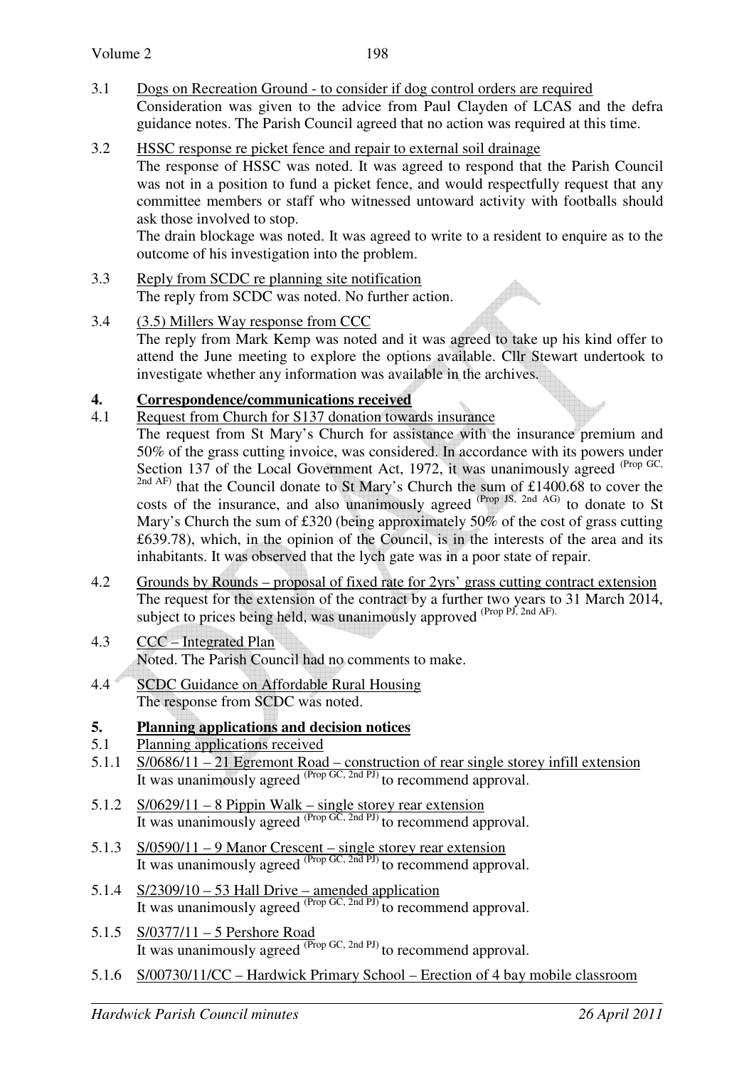3.1 Dogs on Recreation Ground - to consider if dog control orders are required
Consideration was given to the advice from Paul Clayden of LCAS and the defra guidance notes. The Parish Council agreed that no action was required at this time.

3.2 HSSC response re picket fence and repair to external soil drainage
The response of HSSC was noted. It was agreed to respond that the Parish Council was not in a position to fund a picket fence, and would respectfully request that any committee members or staff who witnessed untoward activity with footballs should ask those involved to stop.
The drain blockage was noted. It was agreed to write to a resident to enquire as to the outcome of his investigation into the problem.

3.3 Reply from SCDC re planning site notification
The reply from SCDC was noted. No further action.

3.4 (3.5) Millers Way response from CCC
The reply from Mark Kemp was noted and it was agreed to take up his kind offer to attend the June meeting to explore the options available. Cllr Stewart undertook to investigate whether any information was available in the archives.

## 4. Correspondence/communications received

4.1 Request from Church for S137 donation towards insurance
The request from St Mary's Church for assistance with the insurance premium and 50% of the grass cutting invoice, was considered. In accordance with its powers under Section 137 of the Local Government Act, 1972, it was unanimously agreed (Prop GC, 2nd AF) that the Council donate to St Mary's Church the sum of £1400.68 to cover the costs of the insurance, and also unanimously agreed (Prop JS, 2nd AG) to donate to St Mary's Church the sum of £320 (being approximately 50% of the cost of grass cutting £639.78), which, in the opinion of the Council, is in the interests of the area and its inhabitants. It was observed that the lych gate was in a poor state of repair.

4.2 Grounds by Rounds – proposal of fixed rate for 2yrs' grass cutting contract extension
The request for the extension of the contract by a further two years to 31 March 2014, subject to prices being held, was unanimously approved (Prop PJ, 2nd AF).

4.3 CCC – Integrated Plan
Noted. The Parish Council had no comments to make.

4.4 SCDC Guidance on Affordable Rural Housing
The response from SCDC was noted.

## 5. Planning applications and decision notices

5.1 Planning applications received

5.1.1 S/0686/11 – 21 Egremont Road – construction of rear single storey infill extension
It was unanimously agreed (Prop GC, 2nd PJ) to recommend approval.

5.1.2 S/0629/11 – 8 Pippin Walk – single storey rear extension
It was unanimously agreed (Prop GC, 2nd PJ) to recommend approval.

5.1.3 S/0590/11 – 9 Manor Crescent – single storey rear extension
It was unanimously agreed (Prop GC, 2nd PJ) to recommend approval.

5.1.4 S/2309/10 – 53 Hall Drive – amended application
It was unanimously agreed (Prop GC, 2nd PJ) to recommend approval.

5.1.5 S/0377/11 – 5 Pershore Road
It was unanimously agreed (Prop GC, 2nd PJ) to recommend approval.

5.1.6 S/00730/11/CC – Hardwick Primary School – Erection of 4 bay mobile classroom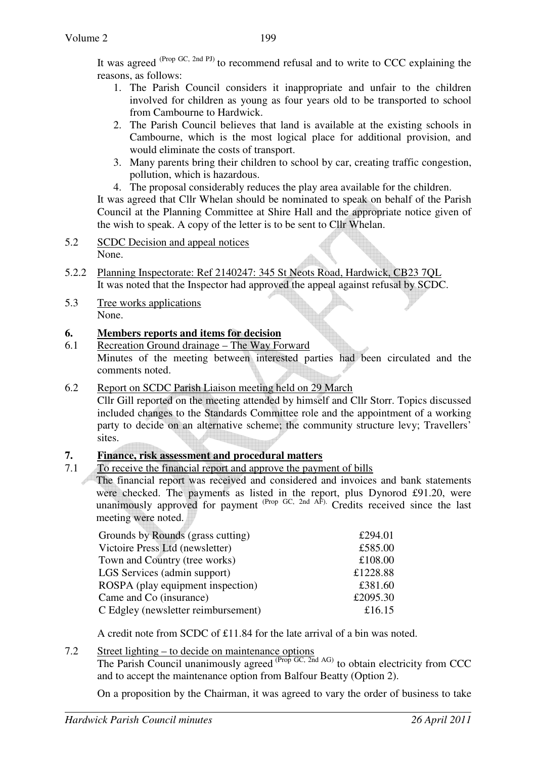It was agreed (Prop GC, 2nd PJ) to recommend refusal and to write to CCC explaining the reasons, as follows:

1. The Parish Council considers it inappropriate and unfair to the children involved for children as young as four years old to be transported to school from Cambourne to Hardwick.
2. The Parish Council believes that land is available at the existing schools in Cambourne, which is the most logical place for additional provision, and would eliminate the costs of transport.
3. Many parents bring their children to school by car, creating traffic congestion, pollution, which is hazardous.
4. The proposal considerably reduces the play area available for the children.

It was agreed that Cllr Whelan should be nominated to speak on behalf of the Parish Council at the Planning Committee at Shire Hall and the appropriate notice given of the wish to speak. A copy of the letter is to be sent to Cllr Whelan.

5.2 <u>SCDC Decision and appeal notices</u>
None.

5.2.2 <u>Planning Inspectorate: Ref 2140247: 345 St Neots Road, Hardwick, CB23 7QL</u>
It was noted that the Inspector had approved the appeal against refusal by SCDC.

5.3 <u>Tree works applications</u>
None.

## 6. Members reports and items for decision

6.1 <u>Recreation Ground drainage – The Way Forward</u>
Minutes of the meeting between interested parties had been circulated and the comments noted.

6.2 <u>Report on SCDC Parish Liaison meeting held on 29 March</u>
Cllr Gill reported on the meeting attended by himself and Cllr Storr. Topics discussed included changes to the Standards Committee role and the appointment of a working party to decide on an alternative scheme; the community structure levy; Travellers' sites.

## 7. Finance, risk assessment and procedural matters

7.1 <u>To receive the financial report and approve the payment of bills</u>
The financial report was received and considered and invoices and bank statements were checked. The payments as listed in the report, plus Dynorod £91.20, were unanimously approved for payment (Prop GC, 2nd AF). Credits received since the last meeting were noted.

| | |
|---|---|
| Grounds by Rounds (grass cutting) | £294.01 |
| Victoire Press Ltd (newsletter) | £585.00 |
| Town and Country (tree works) | £108.00 |
| LGS Services (admin support) | £1228.88 |
| ROSPA (play equipment inspection) | £381.60 |
| Came and Co (insurance) | £2095.30 |
| C Edgley (newsletter reimbursement) | £16.15 |

A credit note from SCDC of £11.84 for the late arrival of a bin was noted.

7.2 <u>Street lighting – to decide on maintenance options</u>
The Parish Council unanimously agreed (Prop GC, 2nd AG) to obtain electricity from CCC and to accept the maintenance option from Balfour Beatty (Option 2).

On a proposition by the Chairman, it was agreed to vary the order of business to take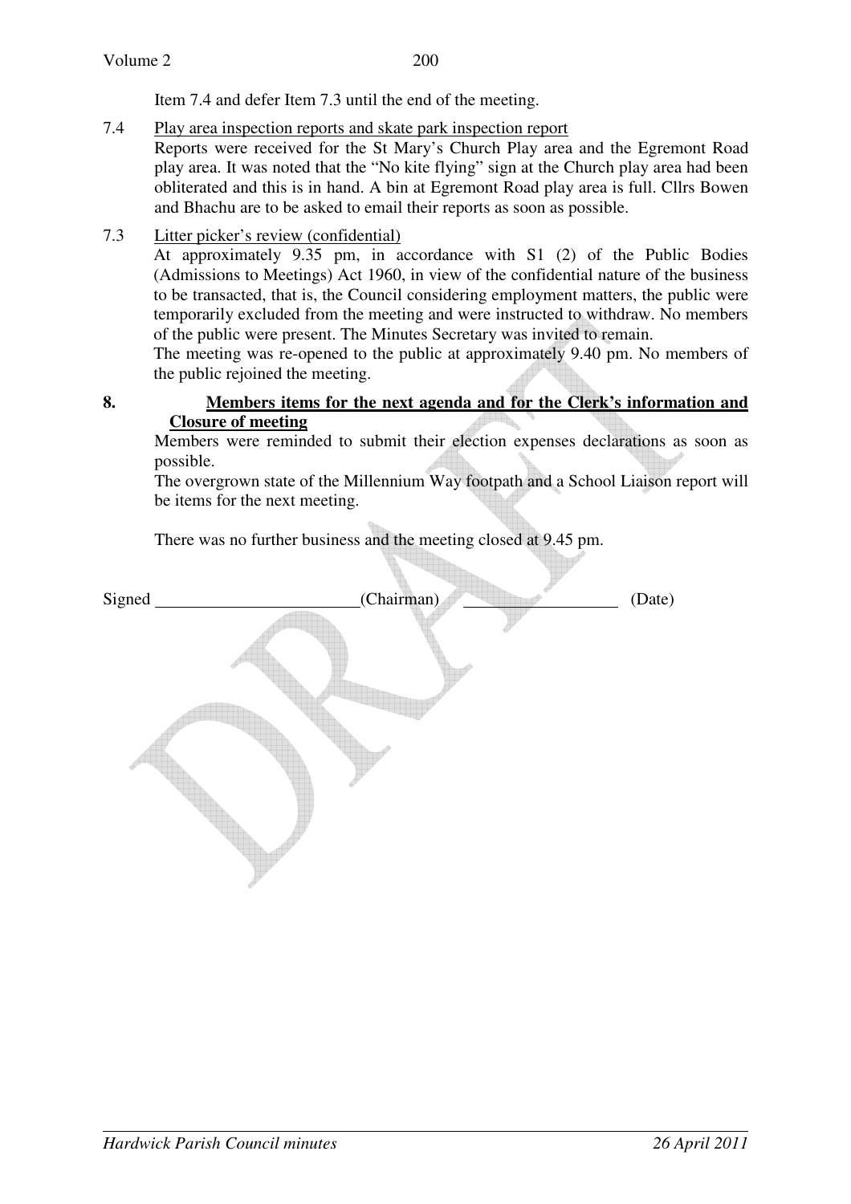Item 7.4 and defer Item 7.3 until the end of the meeting.

7.4 Play area inspection reports and skate park inspection report

Reports were received for the St Mary's Church Play area and the Egremont Road play area. It was noted that the "No kite flying" sign at the Church play area had been obliterated and this is in hand. A bin at Egremont Road play area is full. Cllrs Bowen and Bhachu are to be asked to email their reports as soon as possible.

7.3 Litter picker's review (confidential)

At approximately 9.35 pm, in accordance with S1 (2) of the Public Bodies (Admissions to Meetings) Act 1960, in view of the confidential nature of the business to be transacted, that is, the Council considering employment matters, the public were temporarily excluded from the meeting and were instructed to withdraw. No members of the public were present. The Minutes Secretary was invited to remain.

The meeting was re-opened to the public at approximately 9.40 pm. No members of the public rejoined the meeting.

**8. Members items for the next agenda and for the Clerk's information and Closure of meeting**

Members were reminded to submit their election expenses declarations as soon as possible.

The overgrown state of the Millennium Way footpath and a School Liaison report will be items for the next meeting.

There was no further business and the meeting closed at 9.45 pm.

Signed \_\_\_\_\_\_\_\_\_\_\_\_\_\_\_\_\_\_\_\_\_\_\_\_(Chairman) \_\_\_\_\_\_\_\_\_\_\_\_\_\_\_\_\_\_\_ (Date)